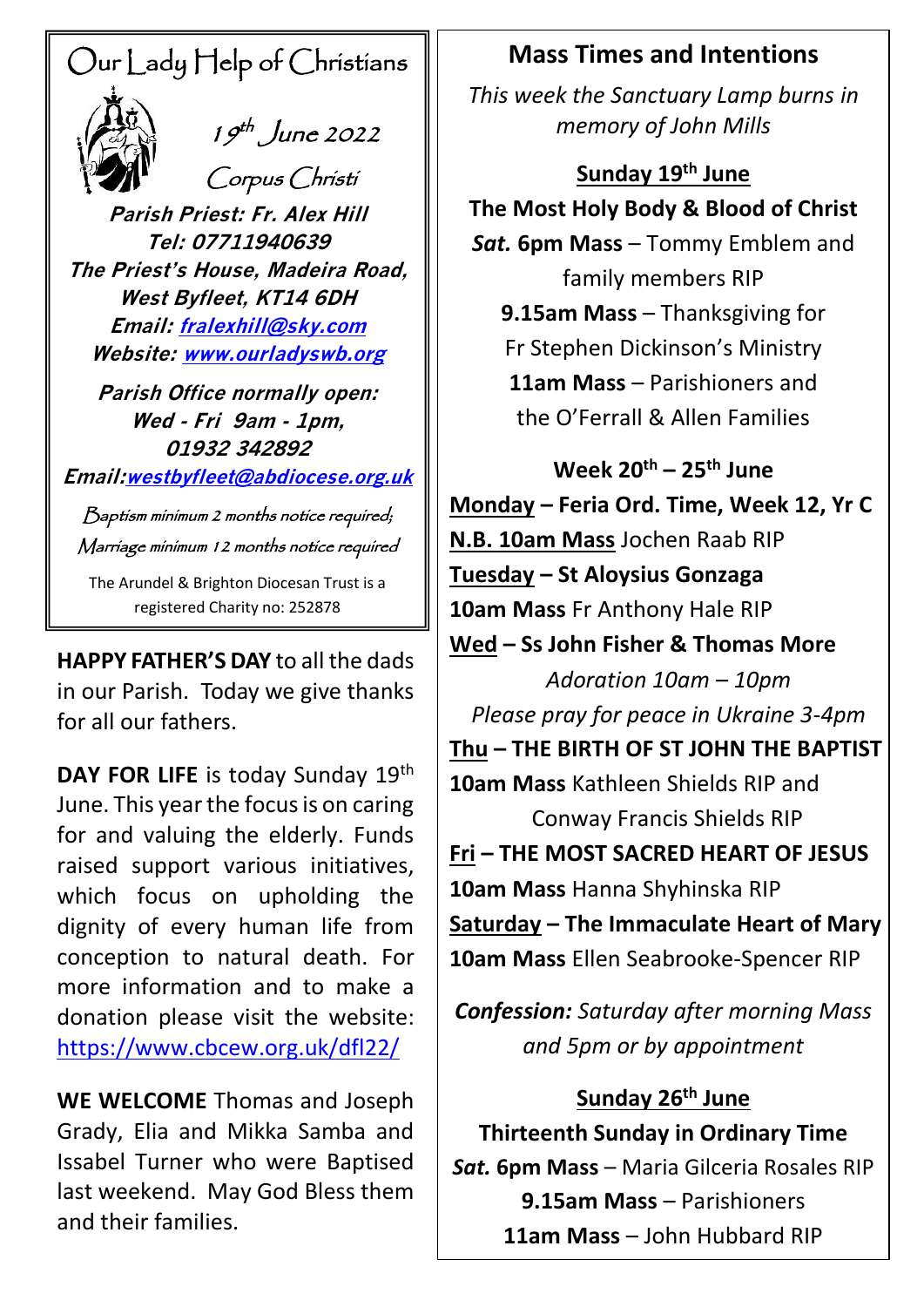# Our Lady Help of Christians

19th June 2022

Corpus Christi

**Parish Priest: Fr. Alex Hill**
**Tel: 07711940639**
**The Priest's House, Madeira Road, West Byfleet, KT14 6DH**
**Email: fralexhill@sky.com**
**Website: www.ourladyswb.org**

**Parish Office normally open: Wed - Fri 9am - 1pm, 01932 342892**
**Email: westbyfleet@abdiocese.org.uk**

*Baptism minimum 2 months notice required;*
*Marriage minimum 12 months notice required*

The Arundel & Brighton Diocesan Trust is a registered Charity no: 252878

**HAPPY FATHER'S DAY** to all the dads in our Parish. Today we give thanks for all our fathers.

**DAY FOR LIFE** is today Sunday 19th June. This year the focus is on caring for and valuing the elderly. Funds raised support various initiatives, which focus on upholding the dignity of every human life from conception to natural death. For more information and to make a donation please visit the website: https://www.cbcew.org.uk/dfl22/

**WE WELCOME** Thomas and Joseph Grady, Elia and Mikka Samba and Issabel Turner who were Baptised last weekend. May God Bless them and their families.

## Mass Times and Intentions

*This week the Sanctuary Lamp burns in memory of John Mills*

**Sunday 19th June**

**The Most Holy Body & Blood of Christ**

***Sat.* 6pm Mass** – Tommy Emblem and family members RIP

**9.15am Mass** – Thanksgiving for Fr Stephen Dickinson's Ministry

**11am Mass** – Parishioners and the O'Ferrall & Allen Families

**Week 20th – 25th June**

**Monday – Feria Ord. Time, Week 12, Yr C**
**N.B. 10am Mass** Jochen Raab RIP

**Tuesday – St Aloysius Gonzaga**
**10am Mass** Fr Anthony Hale RIP

**Wed – Ss John Fisher & Thomas More**
*Adoration 10am – 10pm*
*Please pray for peace in Ukraine 3-4pm*

**Thu – THE BIRTH OF ST JOHN THE BAPTIST**
**10am Mass** Kathleen Shields RIP and Conway Francis Shields RIP

**Fri – THE MOST SACRED HEART OF JESUS**
**10am Mass** Hanna Shyhinska RIP

**Saturday – The Immaculate Heart of Mary**
**10am Mass** Ellen Seabrooke-Spencer RIP

***Confession:*** *Saturday after morning Mass and 5pm or by appointment*

**Sunday 26th June**

**Thirteenth Sunday in Ordinary Time**

***Sat.* 6pm Mass** – Maria Gilceria Rosales RIP

**9.15am Mass** – Parishioners

**11am Mass** – John Hubbard RIP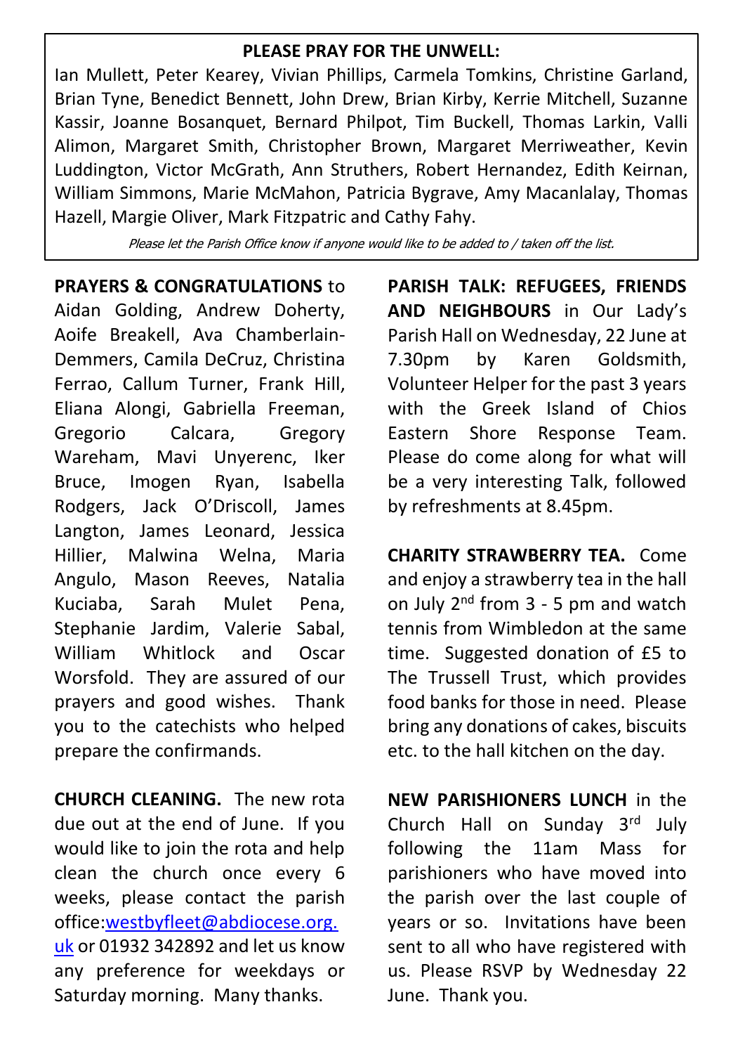**PLEASE PRAY FOR THE UNWELL:**

Ian Mullett, Peter Kearey, Vivian Phillips, Carmela Tomkins, Christine Garland, Brian Tyne, Benedict Bennett, John Drew, Brian Kirby, Kerrie Mitchell, Suzanne Kassir, Joanne Bosanquet, Bernard Philpot, Tim Buckell, Thomas Larkin, Valli Alimon, Margaret Smith, Christopher Brown, Margaret Merriweather, Kevin Luddington, Victor McGrath, Ann Struthers, Robert Hernandez, Edith Keirnan, William Simmons, Marie McMahon, Patricia Bygrave, Amy Macanlalay, Thomas Hazell, Margie Oliver, Mark Fitzpatric and Cathy Fahy.

*Please let the Parish Office know if anyone would like to be added to / taken off the list.*

**PRAYERS & CONGRATULATIONS** to Aidan Golding, Andrew Doherty, Aoife Breakell, Ava Chamberlain-Demmers, Camila DeCruz, Christina Ferrao, Callum Turner, Frank Hill, Eliana Alongi, Gabriella Freeman, Gregorio Calcara, Gregory Wareham, Mavi Unyerenc, Iker Bruce, Imogen Ryan, Isabella Rodgers, Jack O'Driscoll, James Langton, James Leonard, Jessica Hillier, Malwina Welna, Maria Angulo, Mason Reeves, Natalia Kuciaba, Sarah Mulet Pena, Stephanie Jardim, Valerie Sabal, William Whitlock and Oscar Worsfold. They are assured of our prayers and good wishes. Thank you to the catechists who helped prepare the confirmands.

**CHURCH CLEANING.** The new rota due out at the end of June. If you would like to join the rota and help clean the church once every 6 weeks, please contact the parish office:westbyfleet@abdiocese.org.uk or 01932 342892 and let us know any preference for weekdays or Saturday morning. Many thanks.

**PARISH TALK: REFUGEES, FRIENDS AND NEIGHBOURS** in Our Lady's Parish Hall on Wednesday, 22 June at 7.30pm by Karen Goldsmith, Volunteer Helper for the past 3 years with the Greek Island of Chios Eastern Shore Response Team. Please do come along for what will be a very interesting Talk, followed by refreshments at 8.45pm.

**CHARITY STRAWBERRY TEA.** Come and enjoy a strawberry tea in the hall on July 2nd from 3 - 5 pm and watch tennis from Wimbledon at the same time. Suggested donation of £5 to The Trussell Trust, which provides food banks for those in need. Please bring any donations of cakes, biscuits etc. to the hall kitchen on the day.

**NEW PARISHIONERS LUNCH** in the Church Hall on Sunday 3rd July following the 11am Mass for parishioners who have moved into the parish over the last couple of years or so. Invitations have been sent to all who have registered with us. Please RSVP by Wednesday 22 June. Thank you.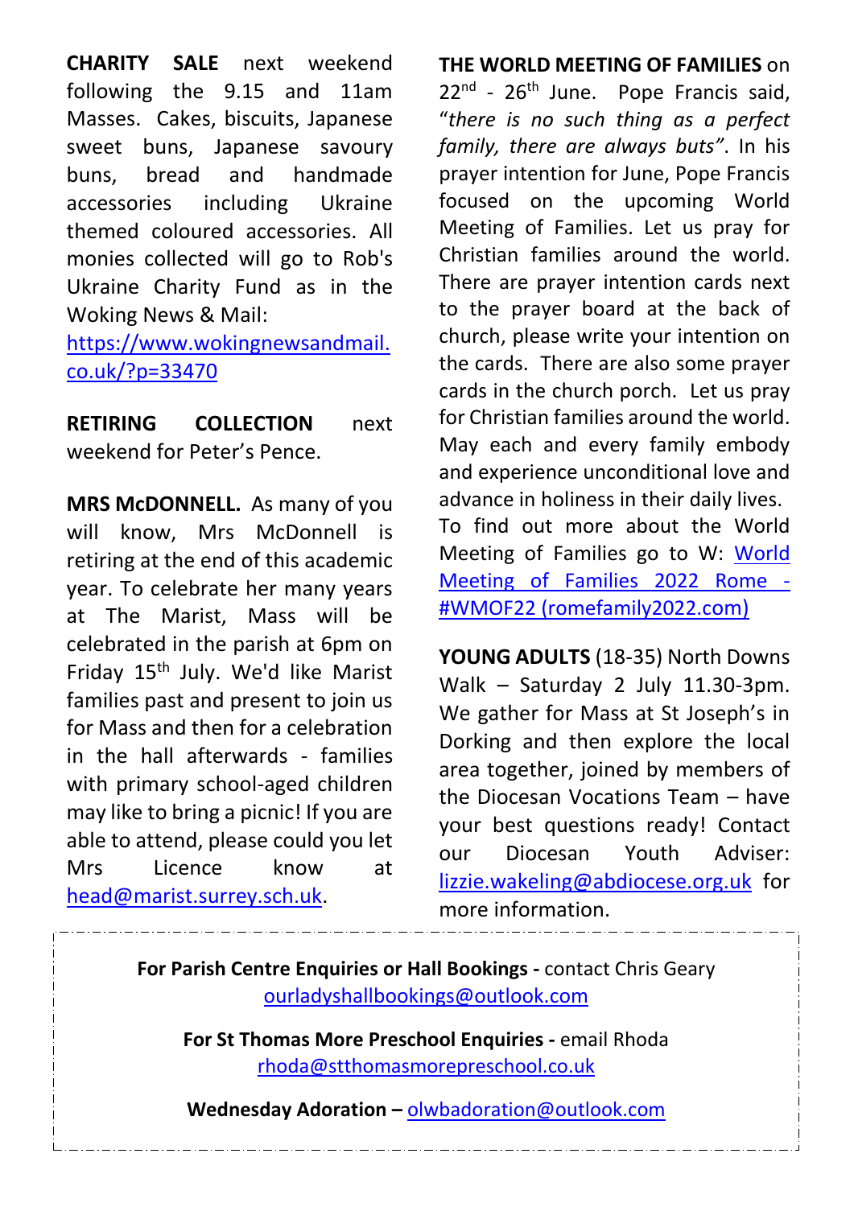**CHARITY SALE** next weekend following the 9.15 and 11am Masses. Cakes, biscuits, Japanese sweet buns, Japanese savoury buns, bread and handmade accessories including Ukraine themed coloured accessories. All monies collected will go to Rob's Ukraine Charity Fund as in the Woking News & Mail: https://www.wokingnewsandmail.co.uk/?p=33470

**RETIRING COLLECTION** next weekend for Peter's Pence.

**MRS McDONNELL.** As many of you will know, Mrs McDonnell is retiring at the end of this academic year. To celebrate her many years at The Marist, Mass will be celebrated in the parish at 6pm on Friday 15th July. We'd like Marist families past and present to join us for Mass and then for a celebration in the hall afterwards - families with primary school-aged children may like to bring a picnic! If you are able to attend, please could you let Mrs Licence know at head@marist.surrey.sch.uk.

**THE WORLD MEETING OF FAMILIES** on 22nd - 26th June. Pope Francis said, "*there is no such thing as a perfect family, there are always buts*". In his prayer intention for June, Pope Francis focused on the upcoming World Meeting of Families. Let us pray for Christian families around the world. There are prayer intention cards next to the prayer board at the back of church, please write your intention on the cards. There are also some prayer cards in the church porch. Let us pray for Christian families around the world. May each and every family embody and experience unconditional love and advance in holiness in their daily lives. To find out more about the World Meeting of Families go to W: World Meeting of Families 2022 Rome - #WMOF22 (romefamily2022.com)

**YOUNG ADULTS** (18-35) North Downs Walk – Saturday 2 July 11.30-3pm. We gather for Mass at St Joseph's in Dorking and then explore the local area together, joined by members of the Diocesan Vocations Team – have your best questions ready! Contact our Diocesan Youth Adviser: lizzie.wakeling@abdiocese.org.uk for more information.

**For Parish Centre Enquiries or Hall Bookings -** contact Chris Geary
ourladyshallbookings@outlook.com

**For St Thomas More Preschool Enquiries -** email Rhoda
rhoda@stthomasmorepreschool.co.uk

**Wednesday Adoration –** olwbadoration@outlook.com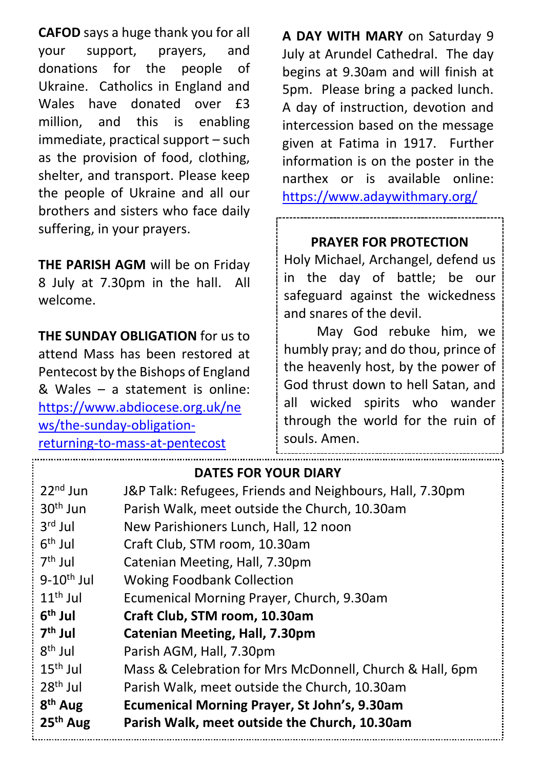**CAFOD** says a huge thank you for all your support, prayers, and donations for the people of Ukraine. Catholics in England and Wales have donated over £3 million, and this is enabling immediate, practical support – such as the provision of food, clothing, shelter, and transport. Please keep the people of Ukraine and all our brothers and sisters who face daily suffering, in your prayers.

**THE PARISH AGM** will be on Friday 8 July at 7.30pm in the hall. All welcome.

**THE SUNDAY OBLIGATION** for us to attend Mass has been restored at Pentecost by the Bishops of England & Wales – a statement is online: https://www.abdiocese.org.uk/news/the-sunday-obligation-returning-to-mass-at-pentecost

**A DAY WITH MARY** on Saturday 9 July at Arundel Cathedral. The day begins at 9.30am and will finish at 5pm. Please bring a packed lunch. A day of instruction, devotion and intercession based on the message given at Fatima in 1917. Further information is on the poster in the narthex or is available online: https://www.adaywithmary.org/

**PRAYER FOR PROTECTION**

Holy Michael, Archangel, defend us in the day of battle; be our safeguard against the wickedness and snares of the devil.

May God rebuke him, we humbly pray; and do thou, prince of the heavenly host, by the power of God thrust down to hell Satan, and all wicked spirits who wander through the world for the ruin of souls. Amen.

**DATES FOR YOUR DIARY**

| | |
|---|---|
| 22nd Jun | J&P Talk: Refugees, Friends and Neighbours, Hall, 7.30pm |
| 30th Jun | Parish Walk, meet outside the Church, 10.30am |
| 3rd Jul | New Parishioners Lunch, Hall, 12 noon |
| 6th Jul | Craft Club, STM room, 10.30am |
| 7th Jul | Catenian Meeting, Hall, 7.30pm |
| 9-10th Jul | Woking Foodbank Collection |
| 11th Jul | Ecumenical Morning Prayer, Church, 9.30am |
| **6th Jul** | **Craft Club, STM room, 10.30am** |
| **7th Jul** | **Catenian Meeting, Hall, 7.30pm** |
| 8th Jul | Parish AGM, Hall, 7.30pm |
| 15th Jul | Mass & Celebration for Mrs McDonnell, Church & Hall, 6pm |
| 28th Jul | Parish Walk, meet outside the Church, 10.30am |
| **8th Aug** | **Ecumenical Morning Prayer, St John's, 9.30am** |
| **25th Aug** | **Parish Walk, meet outside the Church, 10.30am** |